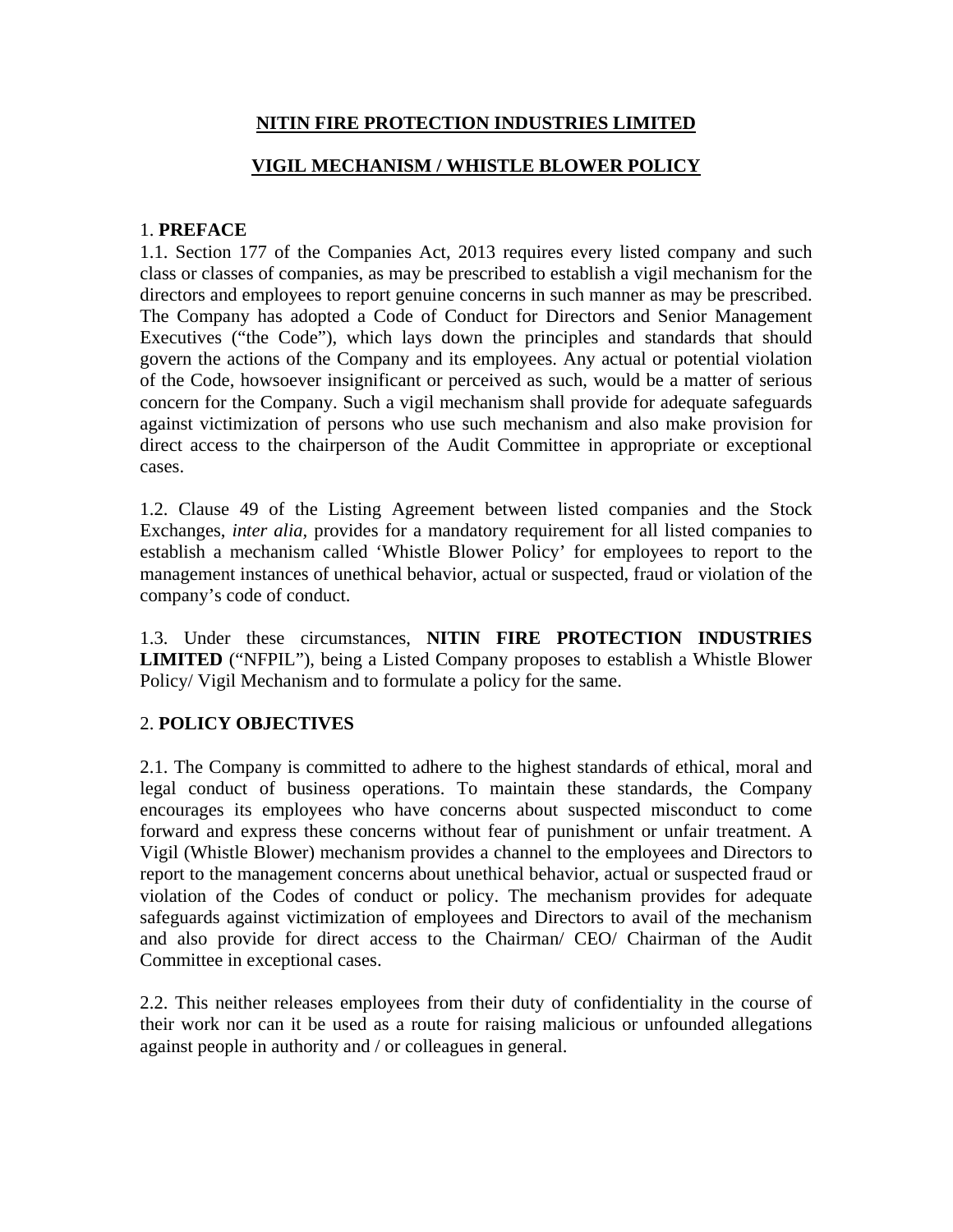# NITIN FIRE PROTECTION INDUSTRIES LIMITED

## VIGIL MECHANISM / WHISTLE BLOWER POLICY

### 1. PREFACE

1.1. Section 177 of the Companies Act, 2013 requires every listed company and such class or classes of companies, as may be prescribed to establish a vigil mechanism for the directors and employees to report genuine concerns in such manner as may be prescribed. The Company has adopted a Code of Conduct for Directors and Senior Management Executives ("the Code"), which lays down the principles and standards that should govern the actions of the Company and its employees. Any actual or potential violation of the Code, howsoever insignificant or perceived as such, would be a matter of serious concern for the Company. Such a vigil mechanism shall provide for adequate safeguards against victimization of persons who use such mechanism and also make provision for direct access to the chairperson of the Audit Committee in appropriate or exceptional cases.

1.2. Clause 49 of the Listing Agreement between listed companies and the Stock Exchanges, *inter alia,* provides for a mandatory requirement for all listed companies to establish a mechanism called 'Whistle Blower Policy' for employees to report to the management instances of unethical behavior, actual or suspected, fraud or violation of the company's code of conduct.

1.3. Under these circumstances, **NITIN FIRE PROTECTION INDUSTRIES LIMITED** ("NFPIL"), being a Listed Company proposes to establish a Whistle Blower Policy/ Vigil Mechanism and to formulate a policy for the same.

### 2. POLICY OBJECTIVES

2.1. The Company is committed to adhere to the highest standards of ethical, moral and legal conduct of business operations. To maintain these standards, the Company encourages its employees who have concerns about suspected misconduct to come forward and express these concerns without fear of punishment or unfair treatment. A Vigil (Whistle Blower) mechanism provides a channel to the employees and Directors to report to the management concerns about unethical behavior, actual or suspected fraud or violation of the Codes of conduct or policy. The mechanism provides for adequate safeguards against victimization of employees and Directors to avail of the mechanism and also provide for direct access to the Chairman/ CEO/ Chairman of the Audit Committee in exceptional cases.

2.2. This neither releases employees from their duty of confidentiality in the course of their work nor can it be used as a route for raising malicious or unfounded allegations against people in authority and / or colleagues in general.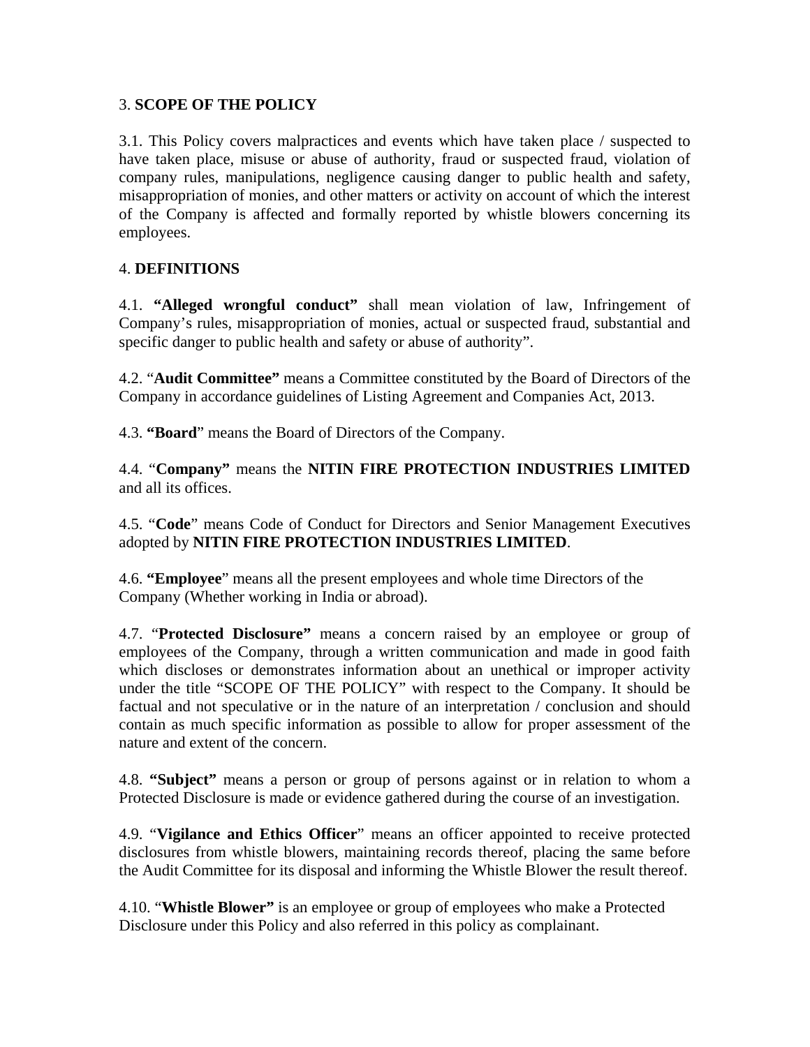## 3. **SCOPE OF THE POLICY**

3.1. This Policy covers malpractices and events which have taken place / suspected to have taken place, misuse or abuse of authority, fraud or suspected fraud, violation of company rules, manipulations, negligence causing danger to public health and safety, misappropriation of monies, and other matters or activity on account of which the interest of the Company is affected and formally reported by whistle blowers concerning its employees.

## 4. **DEFINITIONS**

4.1. **"Alleged wrongful conduct"** shall mean violation of law, Infringement of Company's rules, misappropriation of monies, actual or suspected fraud, substantial and specific danger to public health and safety or abuse of authority".

4.2. "**Audit Committee"** means a Committee constituted by the Board of Directors of the Company in accordance guidelines of Listing Agreement and Companies Act, 2013.

4.3. **"Board**" means the Board of Directors of the Company.

4.4. "**Company"** means the **NITIN FIRE PROTECTION INDUSTRIES LIMITED** and all its offices.

4.5. "**Code**" means Code of Conduct for Directors and Senior Management Executives adopted by **NITIN FIRE PROTECTION INDUSTRIES LIMITED**.

4.6. **"Employee**" means all the present employees and whole time Directors of the Company (Whether working in India or abroad).

4.7. "**Protected Disclosure"** means a concern raised by an employee or group of employees of the Company, through a written communication and made in good faith which discloses or demonstrates information about an unethical or improper activity under the title "SCOPE OF THE POLICY" with respect to the Company. It should be factual and not speculative or in the nature of an interpretation / conclusion and should contain as much specific information as possible to allow for proper assessment of the nature and extent of the concern.

4.8. **"Subject"** means a person or group of persons against or in relation to whom a Protected Disclosure is made or evidence gathered during the course of an investigation.

4.9. "**Vigilance and Ethics Officer**" means an officer appointed to receive protected disclosures from whistle blowers, maintaining records thereof, placing the same before the Audit Committee for its disposal and informing the Whistle Blower the result thereof.

4.10. "**Whistle Blower"** is an employee or group of employees who make a Protected Disclosure under this Policy and also referred in this policy as complainant.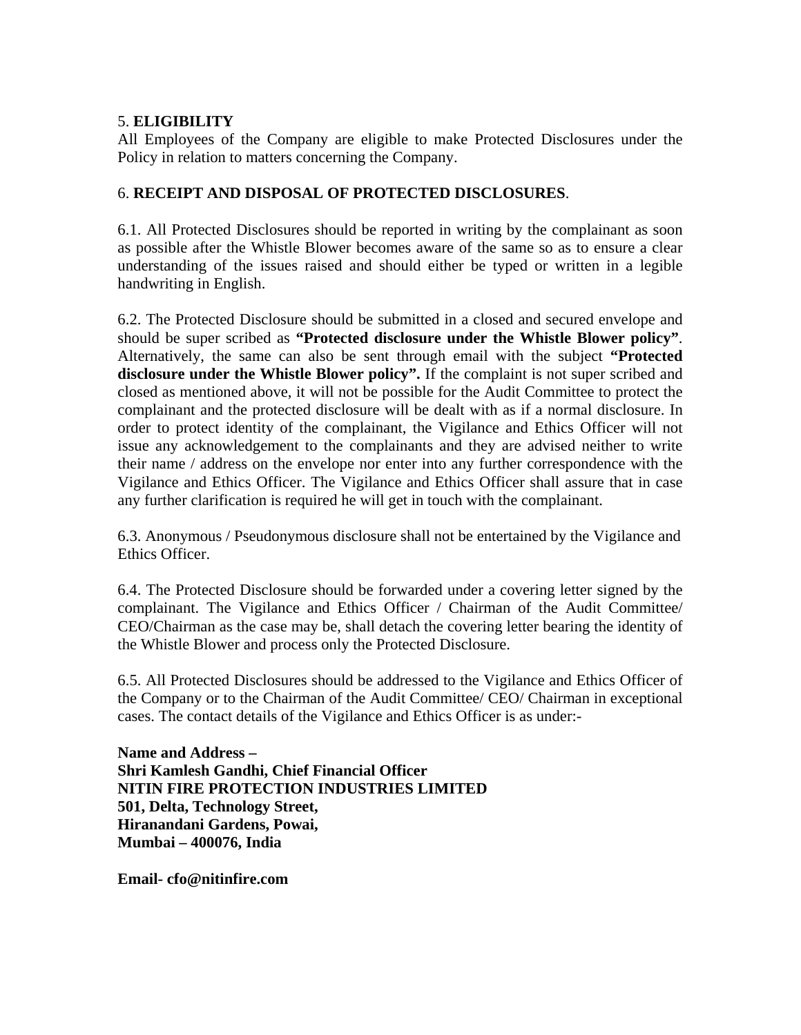5. **ELIGIBILITY**

All Employees of the Company are eligible to make Protected Disclosures under the Policy in relation to matters concerning the Company.

6. **RECEIPT AND DISPOSAL OF PROTECTED DISCLOSURES**.

6.1. All Protected Disclosures should be reported in writing by the complainant as soon as possible after the Whistle Blower becomes aware of the same so as to ensure a clear understanding of the issues raised and should either be typed or written in a legible handwriting in English.

6.2. The Protected Disclosure should be submitted in a closed and secured envelope and should be super scribed as **"Protected disclosure under the Whistle Blower policy"**. Alternatively, the same can also be sent through email with the subject **"Protected disclosure under the Whistle Blower policy".** If the complaint is not super scribed and closed as mentioned above, it will not be possible for the Audit Committee to protect the complainant and the protected disclosure will be dealt with as if a normal disclosure. In order to protect identity of the complainant, the Vigilance and Ethics Officer will not issue any acknowledgement to the complainants and they are advised neither to write their name / address on the envelope nor enter into any further correspondence with the Vigilance and Ethics Officer. The Vigilance and Ethics Officer shall assure that in case any further clarification is required he will get in touch with the complainant.

6.3. Anonymous / Pseudonymous disclosure shall not be entertained by the Vigilance and Ethics Officer.

6.4. The Protected Disclosure should be forwarded under a covering letter signed by the complainant. The Vigilance and Ethics Officer / Chairman of the Audit Committee/ CEO/Chairman as the case may be, shall detach the covering letter bearing the identity of the Whistle Blower and process only the Protected Disclosure.

6.5. All Protected Disclosures should be addressed to the Vigilance and Ethics Officer of the Company or to the Chairman of the Audit Committee/ CEO/ Chairman in exceptional cases. The contact details of the Vigilance and Ethics Officer is as under:-

**Name and Address –**
**Shri Kamlesh Gandhi, Chief Financial Officer**
**NITIN FIRE PROTECTION INDUSTRIES LIMITED**
**501, Delta, Technology Street,**
**Hiranandani Gardens, Powai,**
**Mumbai – 400076, India**

**Email- cfo@nitinfire.com**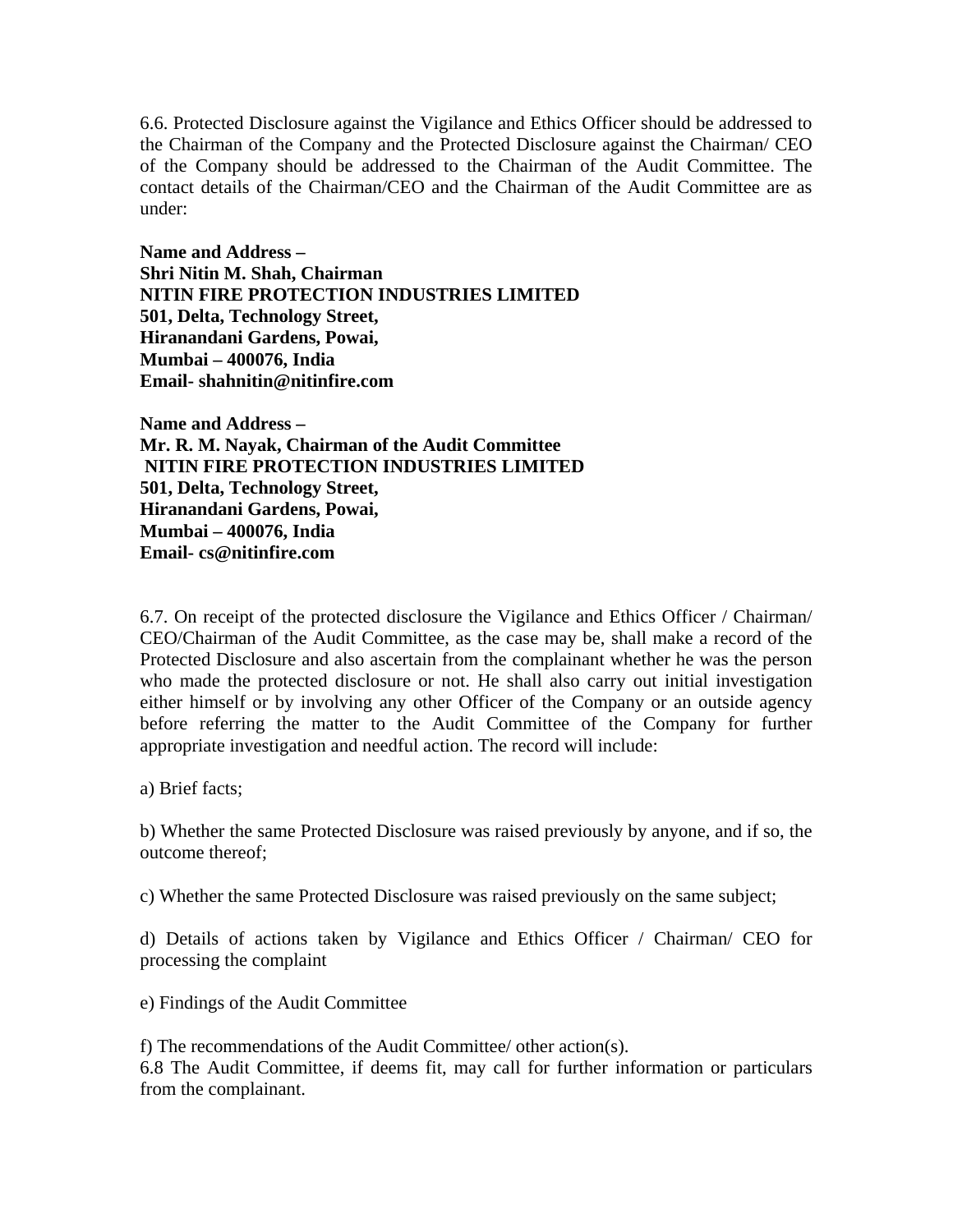6.6. Protected Disclosure against the Vigilance and Ethics Officer should be addressed to the Chairman of the Company and the Protected Disclosure against the Chairman/ CEO of the Company should be addressed to the Chairman of the Audit Committee. The contact details of the Chairman/CEO and the Chairman of the Audit Committee are as under:

**Name and Address –**
**Shri Nitin M. Shah, Chairman**
**NITIN FIRE PROTECTION INDUSTRIES LIMITED**
**501, Delta, Technology Street,**
**Hiranandani Gardens, Powai,**
**Mumbai – 400076, India**
**Email- shahnitin@nitinfire.com**

**Name and Address –**
**Mr. R. M. Nayak, Chairman of the Audit Committee**
**NITIN FIRE PROTECTION INDUSTRIES LIMITED**
**501, Delta, Technology Street,**
**Hiranandani Gardens, Powai,**
**Mumbai – 400076, India**
**Email- cs@nitinfire.com**

6.7. On receipt of the protected disclosure the Vigilance and Ethics Officer / Chairman/ CEO/Chairman of the Audit Committee, as the case may be, shall make a record of the Protected Disclosure and also ascertain from the complainant whether he was the person who made the protected disclosure or not. He shall also carry out initial investigation either himself or by involving any other Officer of the Company or an outside agency before referring the matter to the Audit Committee of the Company for further appropriate investigation and needful action. The record will include:

a) Brief facts;

b) Whether the same Protected Disclosure was raised previously by anyone, and if so, the outcome thereof;

c) Whether the same Protected Disclosure was raised previously on the same subject;

d) Details of actions taken by Vigilance and Ethics Officer / Chairman/ CEO for processing the complaint

e) Findings of the Audit Committee

f) The recommendations of the Audit Committee/ other action(s).

6.8 The Audit Committee, if deems fit, may call for further information or particulars from the complainant.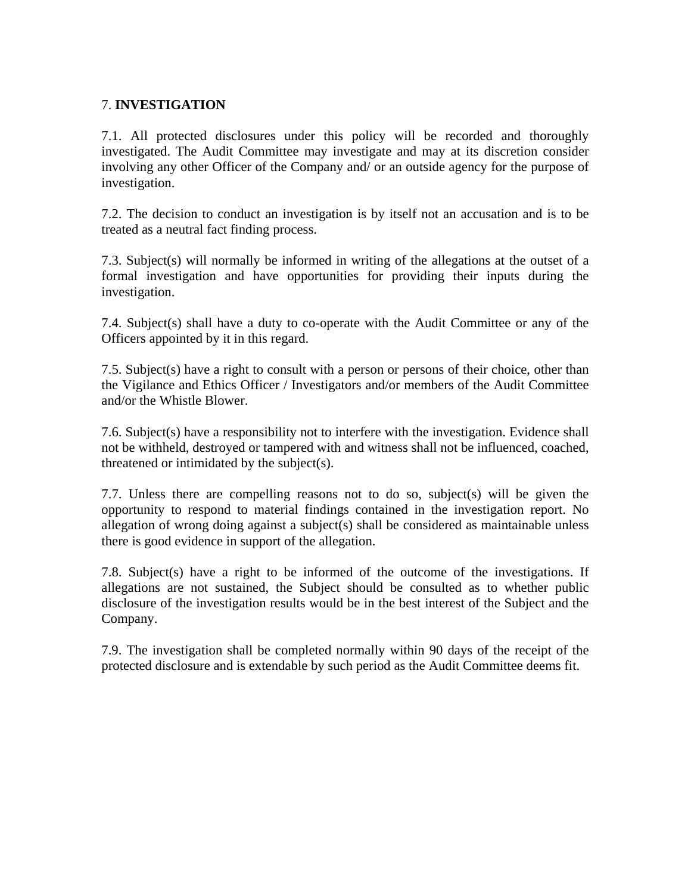## 7. **INVESTIGATION**

7.1. All protected disclosures under this policy will be recorded and thoroughly investigated. The Audit Committee may investigate and may at its discretion consider involving any other Officer of the Company and/ or an outside agency for the purpose of investigation.

7.2. The decision to conduct an investigation is by itself not an accusation and is to be treated as a neutral fact finding process.

7.3. Subject(s) will normally be informed in writing of the allegations at the outset of a formal investigation and have opportunities for providing their inputs during the investigation.

7.4. Subject(s) shall have a duty to co-operate with the Audit Committee or any of the Officers appointed by it in this regard.

7.5. Subject(s) have a right to consult with a person or persons of their choice, other than the Vigilance and Ethics Officer / Investigators and/or members of the Audit Committee and/or the Whistle Blower.

7.6. Subject(s) have a responsibility not to interfere with the investigation. Evidence shall not be withheld, destroyed or tampered with and witness shall not be influenced, coached, threatened or intimidated by the subject(s).

7.7. Unless there are compelling reasons not to do so, subject(s) will be given the opportunity to respond to material findings contained in the investigation report. No allegation of wrong doing against a subject(s) shall be considered as maintainable unless there is good evidence in support of the allegation.

7.8. Subject(s) have a right to be informed of the outcome of the investigations. If allegations are not sustained, the Subject should be consulted as to whether public disclosure of the investigation results would be in the best interest of the Subject and the Company.

7.9. The investigation shall be completed normally within 90 days of the receipt of the protected disclosure and is extendable by such period as the Audit Committee deems fit.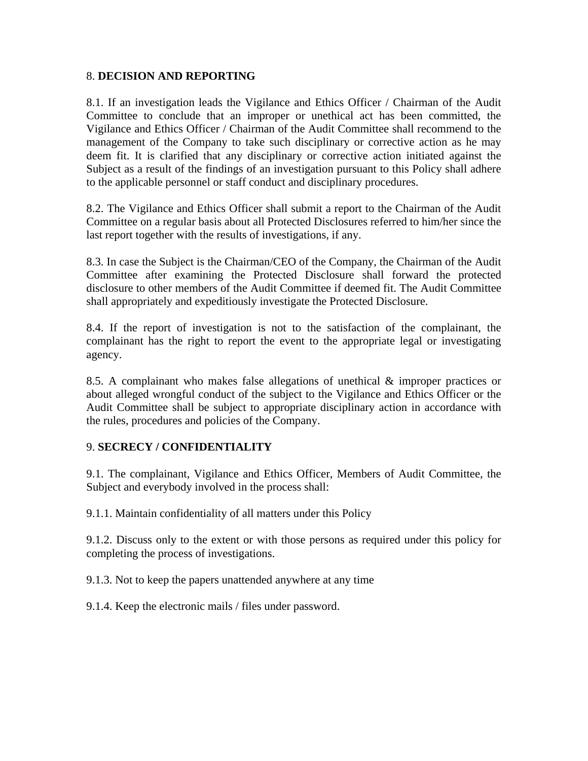## 8. **DECISION AND REPORTING**

8.1. If an investigation leads the Vigilance and Ethics Officer / Chairman of the Audit Committee to conclude that an improper or unethical act has been committed, the Vigilance and Ethics Officer / Chairman of the Audit Committee shall recommend to the management of the Company to take such disciplinary or corrective action as he may deem fit. It is clarified that any disciplinary or corrective action initiated against the Subject as a result of the findings of an investigation pursuant to this Policy shall adhere to the applicable personnel or staff conduct and disciplinary procedures.

8.2. The Vigilance and Ethics Officer shall submit a report to the Chairman of the Audit Committee on a regular basis about all Protected Disclosures referred to him/her since the last report together with the results of investigations, if any.

8.3. In case the Subject is the Chairman/CEO of the Company, the Chairman of the Audit Committee after examining the Protected Disclosure shall forward the protected disclosure to other members of the Audit Committee if deemed fit. The Audit Committee shall appropriately and expeditiously investigate the Protected Disclosure.

8.4. If the report of investigation is not to the satisfaction of the complainant, the complainant has the right to report the event to the appropriate legal or investigating agency.

8.5. A complainant who makes false allegations of unethical & improper practices or about alleged wrongful conduct of the subject to the Vigilance and Ethics Officer or the Audit Committee shall be subject to appropriate disciplinary action in accordance with the rules, procedures and policies of the Company.

## 9. **SECRECY / CONFIDENTIALITY**

9.1. The complainant, Vigilance and Ethics Officer, Members of Audit Committee, the Subject and everybody involved in the process shall:

9.1.1. Maintain confidentiality of all matters under this Policy

9.1.2. Discuss only to the extent or with those persons as required under this policy for completing the process of investigations.

9.1.3. Not to keep the papers unattended anywhere at any time

9.1.4. Keep the electronic mails / files under password.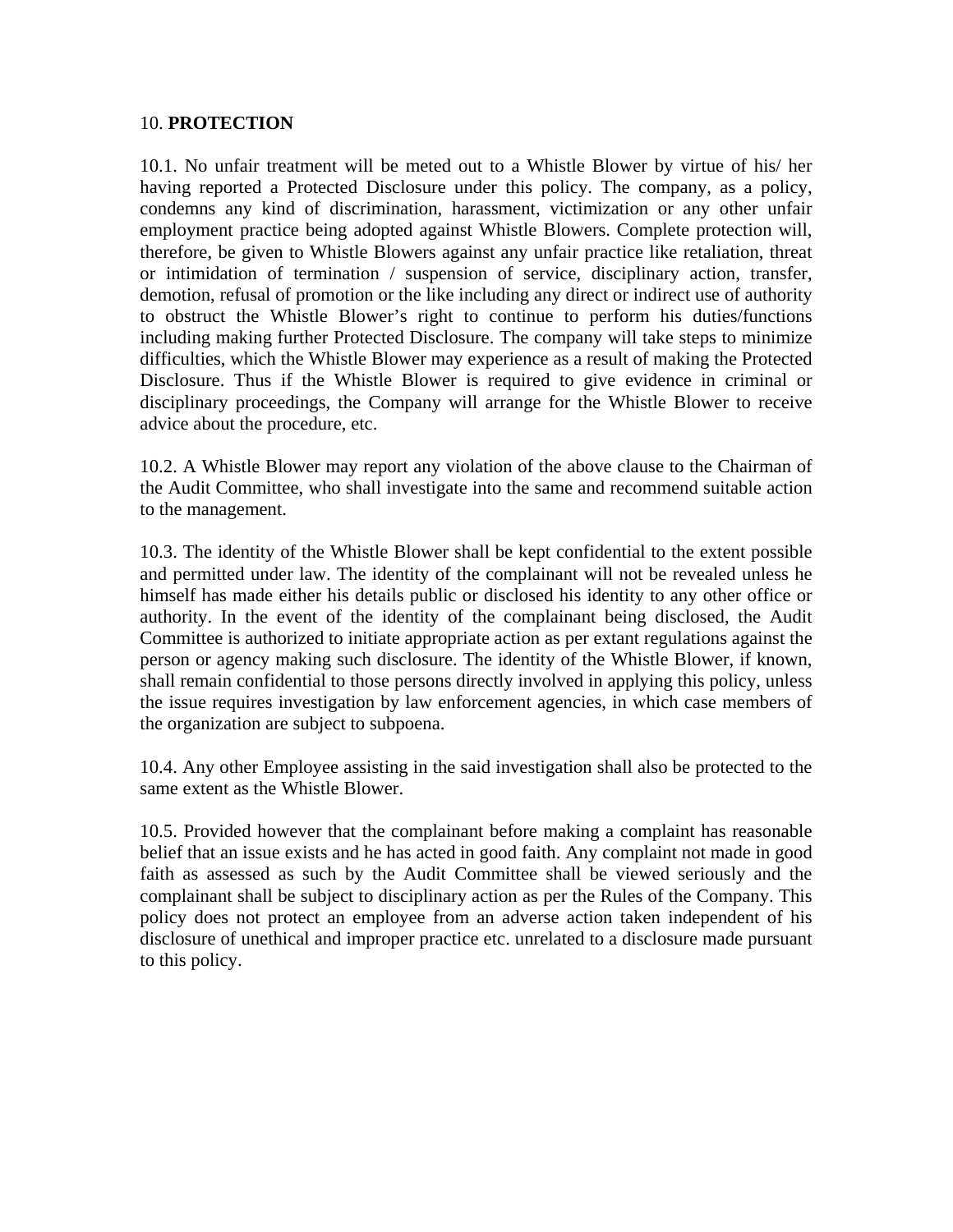## 10. **PROTECTION**

10.1. No unfair treatment will be meted out to a Whistle Blower by virtue of his/ her having reported a Protected Disclosure under this policy. The company, as a policy, condemns any kind of discrimination, harassment, victimization or any other unfair employment practice being adopted against Whistle Blowers. Complete protection will, therefore, be given to Whistle Blowers against any unfair practice like retaliation, threat or intimidation of termination / suspension of service, disciplinary action, transfer, demotion, refusal of promotion or the like including any direct or indirect use of authority to obstruct the Whistle Blower's right to continue to perform his duties/functions including making further Protected Disclosure. The company will take steps to minimize difficulties, which the Whistle Blower may experience as a result of making the Protected Disclosure. Thus if the Whistle Blower is required to give evidence in criminal or disciplinary proceedings, the Company will arrange for the Whistle Blower to receive advice about the procedure, etc.

10.2. A Whistle Blower may report any violation of the above clause to the Chairman of the Audit Committee, who shall investigate into the same and recommend suitable action to the management.

10.3. The identity of the Whistle Blower shall be kept confidential to the extent possible and permitted under law. The identity of the complainant will not be revealed unless he himself has made either his details public or disclosed his identity to any other office or authority. In the event of the identity of the complainant being disclosed, the Audit Committee is authorized to initiate appropriate action as per extant regulations against the person or agency making such disclosure. The identity of the Whistle Blower, if known, shall remain confidential to those persons directly involved in applying this policy, unless the issue requires investigation by law enforcement agencies, in which case members of the organization are subject to subpoena.

10.4. Any other Employee assisting in the said investigation shall also be protected to the same extent as the Whistle Blower.

10.5. Provided however that the complainant before making a complaint has reasonable belief that an issue exists and he has acted in good faith. Any complaint not made in good faith as assessed as such by the Audit Committee shall be viewed seriously and the complainant shall be subject to disciplinary action as per the Rules of the Company. This policy does not protect an employee from an adverse action taken independent of his disclosure of unethical and improper practice etc. unrelated to a disclosure made pursuant to this policy.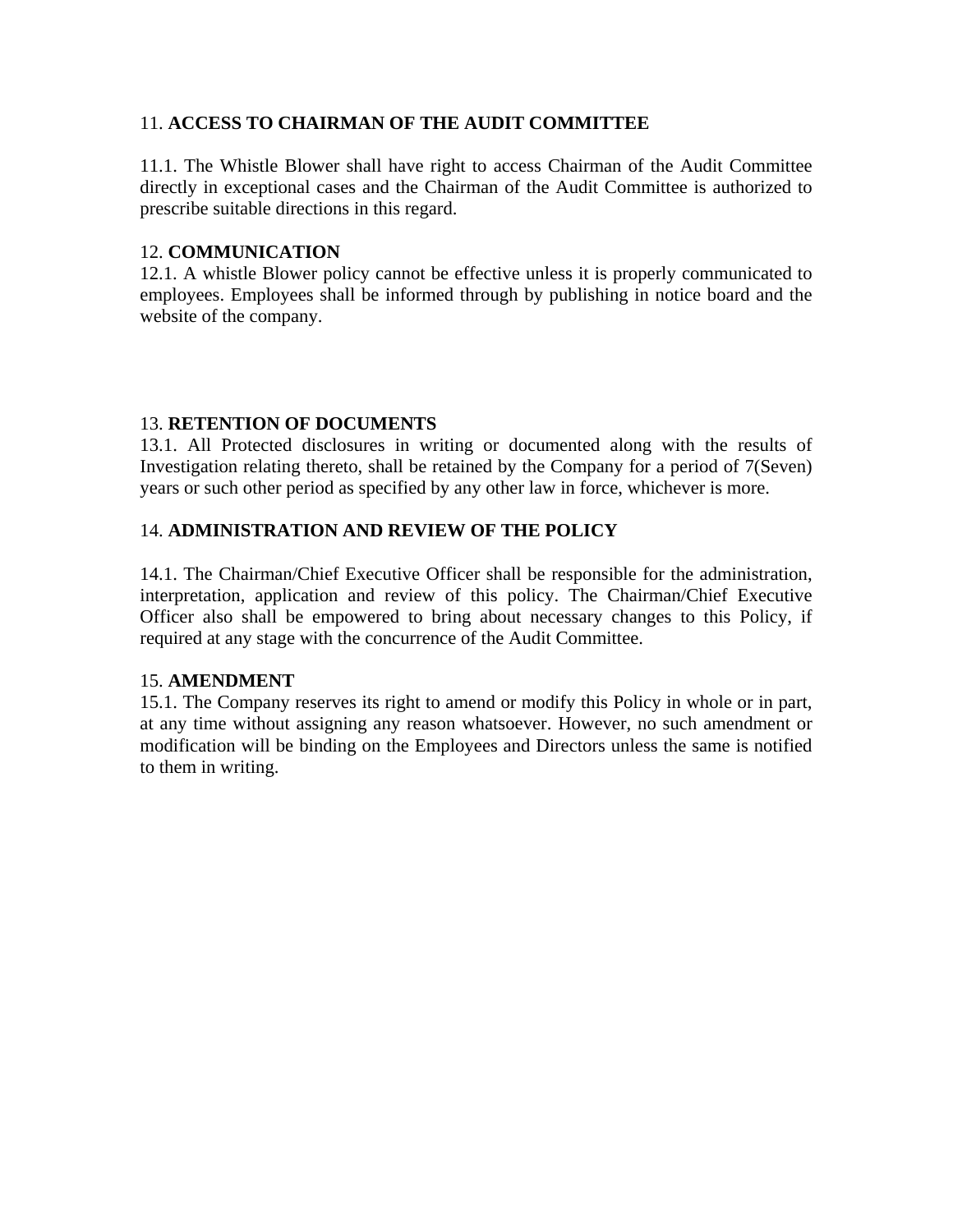11. **ACCESS TO CHAIRMAN OF THE AUDIT COMMITTEE**

11.1. The Whistle Blower shall have right to access Chairman of the Audit Committee directly in exceptional cases and the Chairman of the Audit Committee is authorized to prescribe suitable directions in this regard.

12. **COMMUNICATION**

12.1. A whistle Blower policy cannot be effective unless it is properly communicated to employees. Employees shall be informed through by publishing in notice board and the website of the company.

13. **RETENTION OF DOCUMENTS**

13.1. All Protected disclosures in writing or documented along with the results of Investigation relating thereto, shall be retained by the Company for a period of 7(Seven) years or such other period as specified by any other law in force, whichever is more.

14. **ADMINISTRATION AND REVIEW OF THE POLICY**

14.1. The Chairman/Chief Executive Officer shall be responsible for the administration, interpretation, application and review of this policy. The Chairman/Chief Executive Officer also shall be empowered to bring about necessary changes to this Policy, if required at any stage with the concurrence of the Audit Committee.

15. **AMENDMENT**

15.1. The Company reserves its right to amend or modify this Policy in whole or in part, at any time without assigning any reason whatsoever. However, no such amendment or modification will be binding on the Employees and Directors unless the same is notified to them in writing.